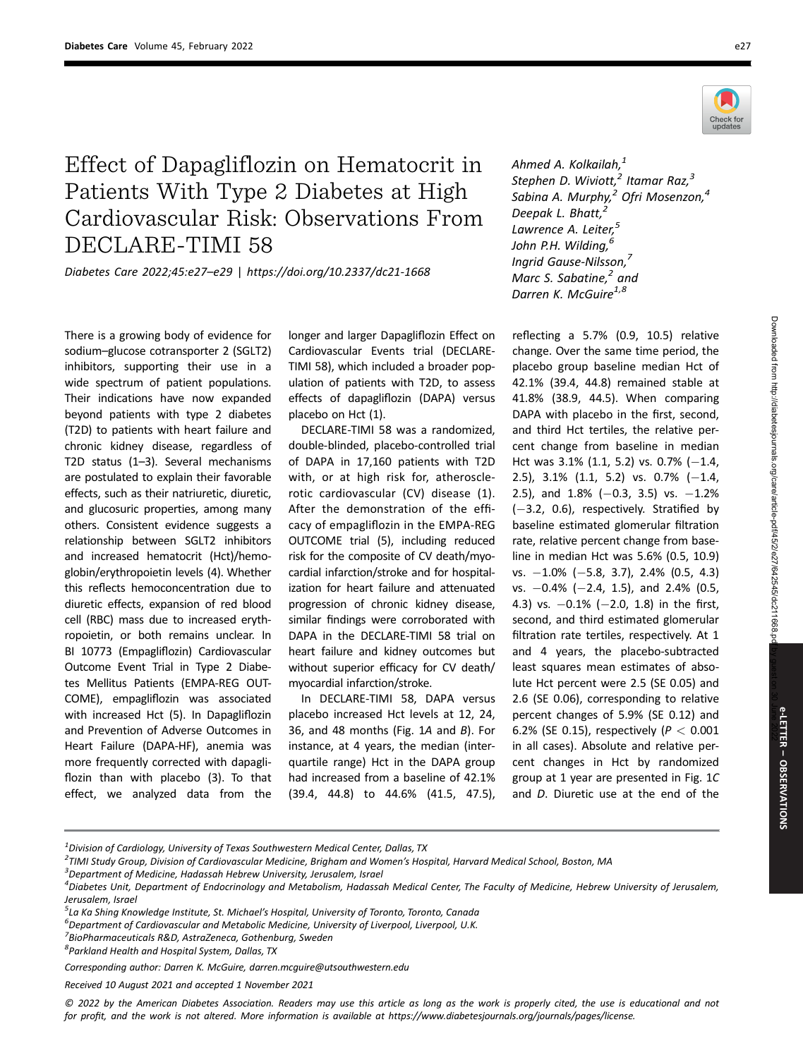# Effect of Dapagliflozin on Hematocrit in Patients With Type 2 Diabetes at High Cardiovascular Risk: Observations From DECLARE-TIMI 58

*Diabetes Care 2022;45:e27–e29 | https://doi.org/10.2337/dc21-1668*

*Ahmed A. Kolkailah,[1] Stephen D. Wiviott,[2] Itamar Raz,[3] Sabina A. Murphy,[2] Ofri Mosenzon,[4] Deepak L. Bhatt,[2] Lawrence A. Leiter,[5] John P.H. Wilding,[6] Ingrid Gause-Nilsson,[7] Marc S. Sabatine,[2] and Darren K. McGuire[1,8]*

There is a growing body of evidence for sodium–glucose cotransporter 2 (SGLT2) inhibitors, supporting their use in a wide spectrum of patient populations. Their indications have now expanded beyond patients with type 2 diabetes (T2D) to patients with heart failure and chronic kidney disease, regardless of T2D status (1–3). Several mechanisms are postulated to explain their favorable effects, such as their natriuretic, diuretic, and glucosuric properties, among many others. Consistent evidence suggests a relationship between SGLT2 inhibitors and increased hematocrit (Hct)/hemoglobin/erythropoietin levels (4). Whether this reflects hemoconcentration due to diuretic effects, expansion of red blood cell (RBC) mass due to increased erythropoietin, or both remains unclear. In BI 10773 (Empagliflozin) Cardiovascular Outcome Event Trial in Type 2 Diabetes Mellitus Patients (EMPA-REG OUTCOME), empagliflozin was associated with increased Hct (5). In Dapagliflozin and Prevention of Adverse Outcomes in Heart Failure (DAPA-HF), anemia was more frequently corrected with dapagliflozin than with placebo (3). To that effect, we analyzed data from the longer and larger Dapagliflozin Effect on Cardiovascular Events trial (DECLARE-TIMI 58), which included a broader population of patients with T2D, to assess effects of dapagliflozin (DAPA) versus placebo on Hct (1).

DECLARE-TIMI 58 was a randomized, double-blinded, placebo-controlled trial of DAPA in 17,160 patients with T2D with, or at high risk for, atherosclerotic cardiovascular (CV) disease (1). After the demonstration of the efficacy of empagliflozin in the EMPA-REG OUTCOME trial (5), including reduced risk for the composite of CV death/myocardial infarction/stroke and for hospitalization for heart failure and attenuated progression of chronic kidney disease, similar findings were corroborated with DAPA in the DECLARE-TIMI 58 trial on heart failure and kidney outcomes but without superior efficacy for CV death/myocardial infarction/stroke.

In DECLARE-TIMI 58, DAPA versus placebo increased Hct levels at 12, 24, 36, and 48 months (Fig. 1*A* and *B*). For instance, at 4 years, the median (interquartile range) Hct in the DAPA group had increased from a baseline of 42.1% (39.4, 44.8) to 44.6% (41.5, 47.5), reflecting a 5.7% (0.9, 10.5) relative change. Over the same time period, the placebo group baseline median Hct of 42.1% (39.4, 44.8) remained stable at 41.8% (38.9, 44.5). When comparing DAPA with placebo in the first, second, and third Hct tertiles, the relative percent change from baseline in median Hct was 3.1% (1.1, 5.2) vs. 0.7% (−1.4, 2.5), 3.1% (1.1, 5.2) vs. 0.7% (−1.4, 2.5), and 1.8% (−0.3, 3.5) vs. −1.2% (−3.2, 0.6), respectively. Stratified by baseline estimated glomerular filtration rate, relative percent change from baseline in median Hct was 5.6% (0.5, 10.9) vs. −1.0% (−5.8, 3.7), 2.4% (0.5, 4.3) vs. −0.4% (−2.4, 1.5), and 2.4% (0.5, 4.3) vs. −0.1% (−2.0, 1.8) in the first, second, and third estimated glomerular filtration rate tertiles, respectively. At 1 and 4 years, the placebo-subtracted least squares mean estimates of absolute Hct percent were 2.5 (SE 0.05) and 2.6 (SE 0.06), corresponding to relative percent changes of 5.9% (SE 0.12) and 6.2% (SE 0.15), respectively ($P < 0.001$ in all cases). Absolute and relative percent changes in Hct by randomized group at 1 year are presented in Fig. 1*C* and *D*. Diuretic use at the end of the

[1]Division of Cardiology, University of Texas Southwestern Medical Center, Dallas, TX
[2]TIMI Study Group, Division of Cardiovascular Medicine, Brigham and Women's Hospital, Harvard Medical School, Boston, MA
[3]Department of Medicine, Hadassah Hebrew University, Jerusalem, Israel
[4]Diabetes Unit, Department of Endocrinology and Metabolism, Hadassah Medical Center, The Faculty of Medicine, Hebrew University of Jerusalem, Jerusalem, Israel
[5]La Ka Shing Knowledge Institute, St. Michael's Hospital, University of Toronto, Toronto, Canada
[6]Department of Cardiovascular and Metabolic Medicine, University of Liverpool, Liverpool, U.K.
[7]BioPharmaceuticals R&D, AstraZeneca, Gothenburg, Sweden
[8]Parkland Health and Hospital System, Dallas, TX

Corresponding author: Darren K. McGuire, darren.mcguire@utsouthwestern.edu

Received 10 August 2021 and accepted 1 November 2021

© 2022 by the American Diabetes Association. Readers may use this article as long as the work is properly cited, the use is educational and not for profit, and the work is not altered. More information is available at https://www.diabetesjournals.org/journals/pages/license.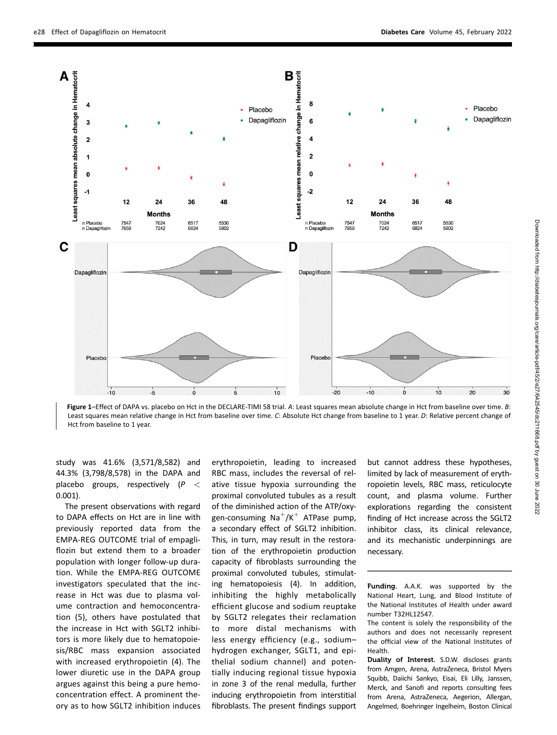**Figure 1**—Effect of DAPA vs. placebo on Hct in the DECLARE-TIMI 58 trial. *A*: Least squares mean absolute change in Hct from baseline over time. *B*: Least squares mean relative change in Hct from baseline over time. *C*: Absolute Hct change from baseline to 1 year. *D*: Relative percent change of Hct from baseline to 1 year.

study was 41.6% (3,571/8,582) and 44.3% (3,798/8,578) in the DAPA and placebo groups, respectively ($P < 0.001$).

The present observations with regard to DAPA effects on Hct are in line with previously reported data from the EMPA-REG OUTCOME trial of empagliflozin but extend them to a broader population with longer follow-up duration. While the EMPA-REG OUTCOME investigators speculated that the increase in Hct was due to plasma volume contraction and hemoconcentration (5), others have postulated that the increase in Hct with SGLT2 inhibitors is more likely due to hematopoiesis/RBC mass expansion associated with increased erythropoietin (4). The lower diuretic use in the DAPA group argues against this being a pure hemoconcentration effect. A prominent theory as to how SGLT2 inhibition induces erythropoietin, leading to increased RBC mass, includes the reversal of relative tissue hypoxia surrounding the proximal convoluted tubules as a result of the diminished action of the ATP/oxygen-consuming $Na^{+}/K^{+}$ ATPase pump, a secondary effect of SGLT2 inhibition. This, in turn, may result in the restoration of the erythropoietin production capacity of fibroblasts surrounding the proximal convoluted tubules, stimulating hematopoiesis (4). In addition, inhibiting the highly metabolically efficient glucose and sodium reuptake by SGLT2 relegates their reclamation to more distal mechanisms with less energy efficiency (e.g., sodium–hydrogen exchanger, SGLT1, and epithelial sodium channel) and potentially inducing regional tissue hypoxia in zone 3 of the renal medulla, further inducing erythropoietin from interstitial fibroblasts. The present findings support but cannot address these hypotheses, limited by lack of measurement of erythropoietin levels, RBC mass, reticulocyte count, and plasma volume. Further explorations regarding the consistent finding of Hct increase across the SGLT2 inhibitor class, its clinical relevance, and its mechanistic underpinnings are necessary.

**Funding.** A.A.K. was supported by the National Heart, Lung, and Blood Institute of the National Institutes of Health under award number T32HL12547.

The content is solely the responsibility of the authors and does not necessarily represent the official view of the National Institutes of Health.

**Duality of Interest.** S.D.W. discloses grants from Amgen, Arena, AstraZeneca, Bristol Myers Squibb, Daiichi Sankyo, Eisai, Eli Lilly, Janssen, Merck, and Sanofi and reports consulting fees from Arena, AstraZeneca, Aegerion, Allergan, Angelmed, Boehringer Ingelheim, Boston Clinical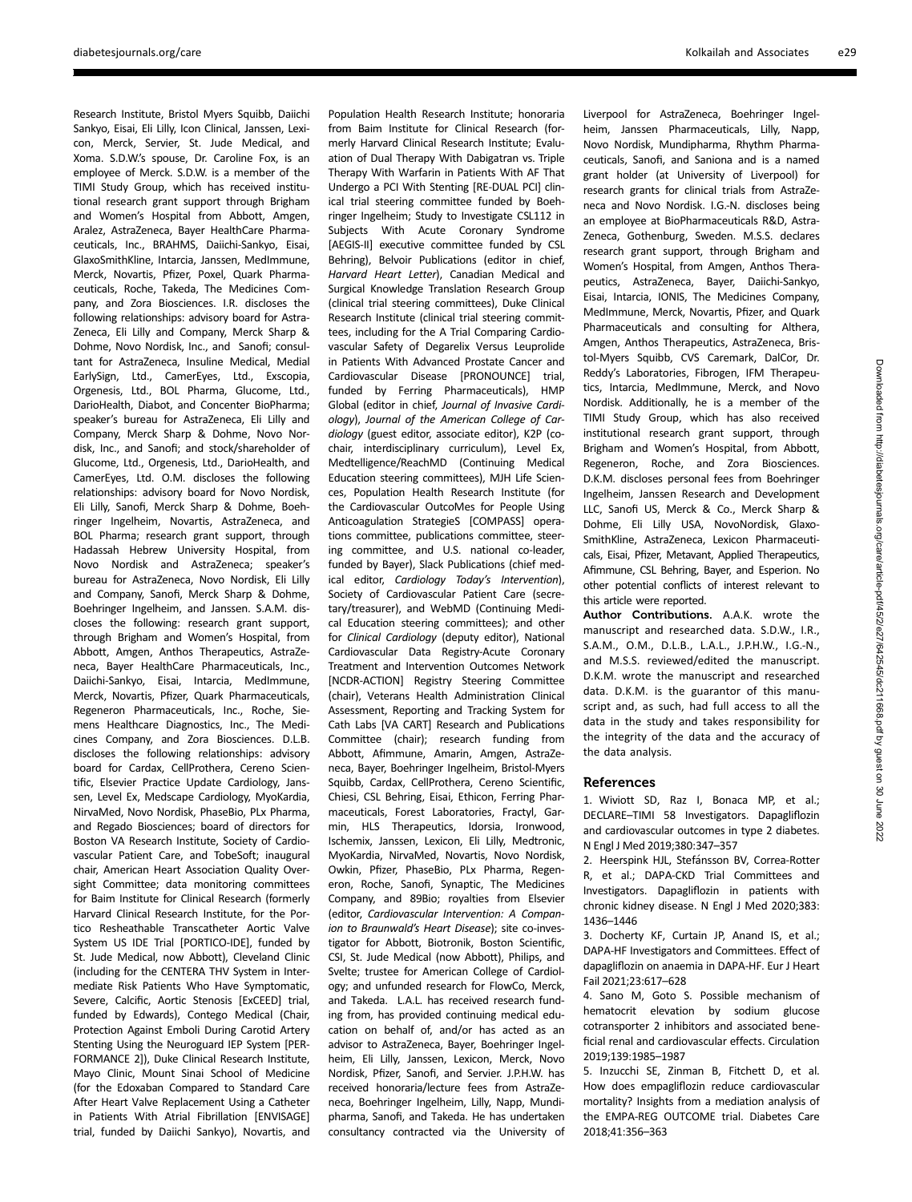Research Institute, Bristol Myers Squibb, Daiichi Sankyo, Eisai, Eli Lilly, Icon Clinical, Janssen, Lexicon, Merck, Servier, St. Jude Medical, and Xoma. S.D.W.'s spouse, Dr. Caroline Fox, is an employee of Merck. S.D.W. is a member of the TIMI Study Group, which has received institutional research grant support through Brigham and Women's Hospital from Abbott, Amgen, Aralez, AstraZeneca, Bayer HealthCare Pharmaceuticals, Inc., BRAHMS, Daiichi-Sankyo, Eisai, GlaxoSmithKline, Intarcia, Janssen, MedImmune, Merck, Novartis, Pfizer, Poxel, Quark Pharmaceuticals, Roche, Takeda, The Medicines Company, and Zora Biosciences. I.R. discloses the following relationships: advisory board for AstraZeneca, Eli Lilly and Company, Merck Sharp & Dohme, Novo Nordisk, Inc., and Sanofi; consultant for AstraZeneca, Insuline Medical, Medial EarlySign, Ltd., CamerEyes, Ltd., Exscopia, Orgenesis, Ltd., BOL Pharma, Glucome, Ltd., DarioHealth, Diabot, and Concenter BioPharma; speaker's bureau for AstraZeneca, Eli Lilly and Company, Merck Sharp & Dohme, Novo Nordisk, Inc., and Sanofi; and stock/shareholder of Glucome, Ltd., Orgenesis, Ltd., DarioHealth, and CamerEyes, Ltd. O.M. discloses the following relationships: advisory board for Novo Nordisk, Eli Lilly, Sanofi, Merck Sharp & Dohme, Boehringer Ingelheim, Novartis, AstraZeneca, and BOL Pharma; research grant support, through Hadassah Hebrew University Hospital, from Novo Nordisk and AstraZeneca; speaker's bureau for AstraZeneca, Novo Nordisk, Eli Lilly and Company, Sanofi, Merck Sharp & Dohme, Boehringer Ingelheim, and Janssen. S.A.M. discloses the following: research grant support, through Brigham and Women's Hospital, from Abbott, Amgen, Anthos Therapeutics, AstraZeneca, Bayer HealthCare Pharmaceuticals, Inc., Daiichi-Sankyo, Eisai, Intarcia, MedImmune, Merck, Novartis, Pfizer, Quark Pharmaceuticals, Regeneron Pharmaceuticals, Inc., Roche, Siemens Healthcare Diagnostics, Inc., The Medicines Company, and Zora Biosciences. D.L.B. discloses the following relationships: advisory board for Cardax, CellProthera, Cereno Scientific, Elsevier Practice Update Cardiology, Janssen, Level Ex, Medscape Cardiology, MyoKardia, NirvaMed, Novo Nordisk, PhaseBio, PLx Pharma, and Regado Biosciences; board of directors for Boston VA Research Institute, Society of Cardiovascular Patient Care, and TobeSoft; inaugural chair, American Heart Association Quality Oversight Committee; data monitoring committees for Baim Institute for Clinical Research (formerly Harvard Clinical Research Institute, for the Portico Resheathable Transcatheter Aortic Valve System US IDE Trial [PORTICO-IDE], funded by St. Jude Medical, now Abbott), Cleveland Clinic (including for the CENTERA THV System in Intermediate Risk Patients Who Have Symptomatic, Severe, Calcific, Aortic Stenosis [ExCEED] trial, funded by Edwards), Contego Medical (Chair, Protection Against Emboli During Carotid Artery Stenting Using the Neuroguard IEP System [PERFORMANCE 2]), Duke Clinical Research Institute, Mayo Clinic, Mount Sinai School of Medicine (for the Edoxaban Compared to Standard Care After Heart Valve Replacement Using a Catheter in Patients With Atrial Fibrillation [ENVISAGE] trial, funded by Daiichi Sankyo), Novartis, and Population Health Research Institute; honoraria from Baim Institute for Clinical Research (formerly Harvard Clinical Research Institute; Evaluation of Dual Therapy With Dabigatran vs. Triple Therapy With Warfarin in Patients With AF That Undergo a PCI With Stenting [RE-DUAL PCI] clinical trial steering committee funded by Boehringer Ingelheim; Study to Investigate CSL112 in Subjects With Acute Coronary Syndrome [AEGIS-II] executive committee funded by CSL Behring), Belvoir Publications (editor in chief, *Harvard Heart Letter*), Canadian Medical and Surgical Knowledge Translation Research Group (clinical trial steering committees), Duke Clinical Research Institute (clinical trial steering committees, including for the A Trial Comparing Cardiovascular Safety of Degarelix Versus Leuprolide in Patients With Advanced Prostate Cancer and Cardiovascular Disease [PRONOUNCE] trial, funded by Ferring Pharmaceuticals), HMP Global (editor in chief, *Journal of Invasive Cardiology*), *Journal of the American College of Cardiology* (guest editor, associate editor), K2P (cochair, interdisciplinary curriculum), Level Ex, Medtelligence/ReachMD (Continuing Medical Education steering committees), MJH Life Sciences, Population Health Research Institute (for the Cardiovascular OutcoMes for People Using Anticoagulation StrategieS [COMPASS] operations committee, publications committee, steering committee, and U.S. national co-leader, funded by Bayer), Slack Publications (chief medical editor, *Cardiology Today's Intervention*), Society of Cardiovascular Patient Care (secretary/treasurer), and WebMD (Continuing Medical Education steering committees); and other for *Clinical Cardiology* (deputy editor), National Cardiovascular Data Registry-Acute Coronary Treatment and Intervention Outcomes Network [NCDR-ACTION] Registry Steering Committee (chair), Veterans Health Administration Clinical Assessment, Reporting and Tracking System for Cath Labs [VA CART] Research and Publications Committee (chair); research funding from Abbott, Afimmune, Amarin, Amgen, AstraZeneca, Bayer, Boehringer Ingelheim, Bristol-Myers Squibb, Cardax, CellProthera, Cereno Scientific, Chiesi, CSL Behring, Eisai, Ethicon, Ferring Pharmaceuticals, Forest Laboratories, Fractyl, Garmin, HLS Therapeutics, Idorsia, Ironwood, Ischemix, Janssen, Lexicon, Eli Lilly, Medtronic, MyoKardia, NirvaMed, Novartis, Novo Nordisk, Owkin, Pfizer, PhaseBio, PLx Pharma, Regeneron, Roche, Sanofi, Synaptic, The Medicines Company, and 89Bio; royalties from Elsevier (editor, *Cardiovascular Intervention: A Companion to Braunwald's Heart Disease*); site co-investigator for Abbott, Biotronik, Boston Scientific, CSI, St. Jude Medical (now Abbott), Philips, and Svelte; trustee for American College of Cardiology; and unfunded research for FlowCo, Merck, and Takeda. L.A.L. has received research funding from, has provided continuing medical education on behalf of, and/or has acted as an advisor to AstraZeneca, Bayer, Boehringer Ingelheim, Eli Lilly, Janssen, Lexicon, Merck, Novo Nordisk, Pfizer, Sanofi, and Servier. J.P.H.W. has received honoraria/lecture fees from AstraZeneca, Boehringer Ingelheim, Lilly, Napp, Mundipharma, Sanofi, and Takeda. He has undertaken consultancy contracted via the University of Liverpool for AstraZeneca, Boehringer Ingelheim, Janssen Pharmaceuticals, Lilly, Napp, Novo Nordisk, Mundipharma, Rhythm Pharmaceuticals, Sanofi, and Saniona and is a named grant holder (at University of Liverpool) for research grants for clinical trials from AstraZeneca and Novo Nordisk. I.G.-N. discloses being an employee at BioPharmaceuticals R&D, AstraZeneca, Gothenburg, Sweden. M.S.S. declares research grant support, through Brigham and Women's Hospital, from Amgen, Anthos Therapeutics, AstraZeneca, Bayer, Daiichi-Sankyo, Eisai, Intarcia, IONIS, The Medicines Company, MedImmune, Merck, Novartis, Pfizer, and Quark Pharmaceuticals and consulting for Althera, Amgen, Anthos Therapeutics, AstraZeneca, Bristol-Myers Squibb, CVS Caremark, DalCor, Dr. Reddy's Laboratories, Fibrogen, IFM Therapeutics, Intarcia, MedImmune, Merck, and Novo Nordisk. Additionally, he is a member of the TIMI Study Group, which has also received institutional research grant support, through Brigham and Women's Hospital, from Abbott, Regeneron, Roche, and Zora Biosciences. D.K.M. discloses personal fees from Boehringer Ingelheim, Janssen Research and Development LLC, Sanofi US, Merck & Co., Merck Sharp & Dohme, Eli Lilly USA, NovoNordisk, GlaxoSmithKline, AstraZeneca, Lexicon Pharmaceuticals, Eisai, Pfizer, Metavant, Applied Therapeutics, Afimmune, CSL Behring, Bayer, and Esperion. No other potential conflicts of interest relevant to this article were reported.

**Author Contributions.** A.A.K. wrote the manuscript and researched data. S.D.W., I.R., S.A.M., O.M., D.L.B., L.A.L., J.P.H.W., I.G.-N., and M.S.S. reviewed/edited the manuscript. D.K.M. wrote the manuscript and researched data. D.K.M. is the guarantor of this manuscript and, as such, had full access to all the data in the study and takes responsibility for the integrity of the data and the accuracy of the data analysis.

## References

1. Wiviott SD, Raz I, Bonaca MP, et al.; DECLARE–TIMI 58 Investigators. Dapagliflozin and cardiovascular outcomes in type 2 diabetes. N Engl J Med 2019;380:347–357
2. Heerspink HJL, Stefánsson BV, Correa-Rotter R, et al.; DAPA-CKD Trial Committees and Investigators. Dapagliflozin in patients with chronic kidney disease. N Engl J Med 2020;383: 1436–1446
3. Docherty KF, Curtain JP, Anand IS, et al.; DAPA-HF Investigators and Committees. Effect of dapagliflozin on anaemia in DAPA-HF. Eur J Heart Fail 2021;23:617–628
4. Sano M, Goto S. Possible mechanism of hematocrit elevation by sodium glucose cotransporter 2 inhibitors and associated beneficial renal and cardiovascular effects. Circulation 2019;139:1985–1987
5. Inzucchi SE, Zinman B, Fitchett D, et al. How does empagliflozin reduce cardiovascular mortality? Insights from a mediation analysis of the EMPA-REG OUTCOME trial. Diabetes Care 2018;41:356–363